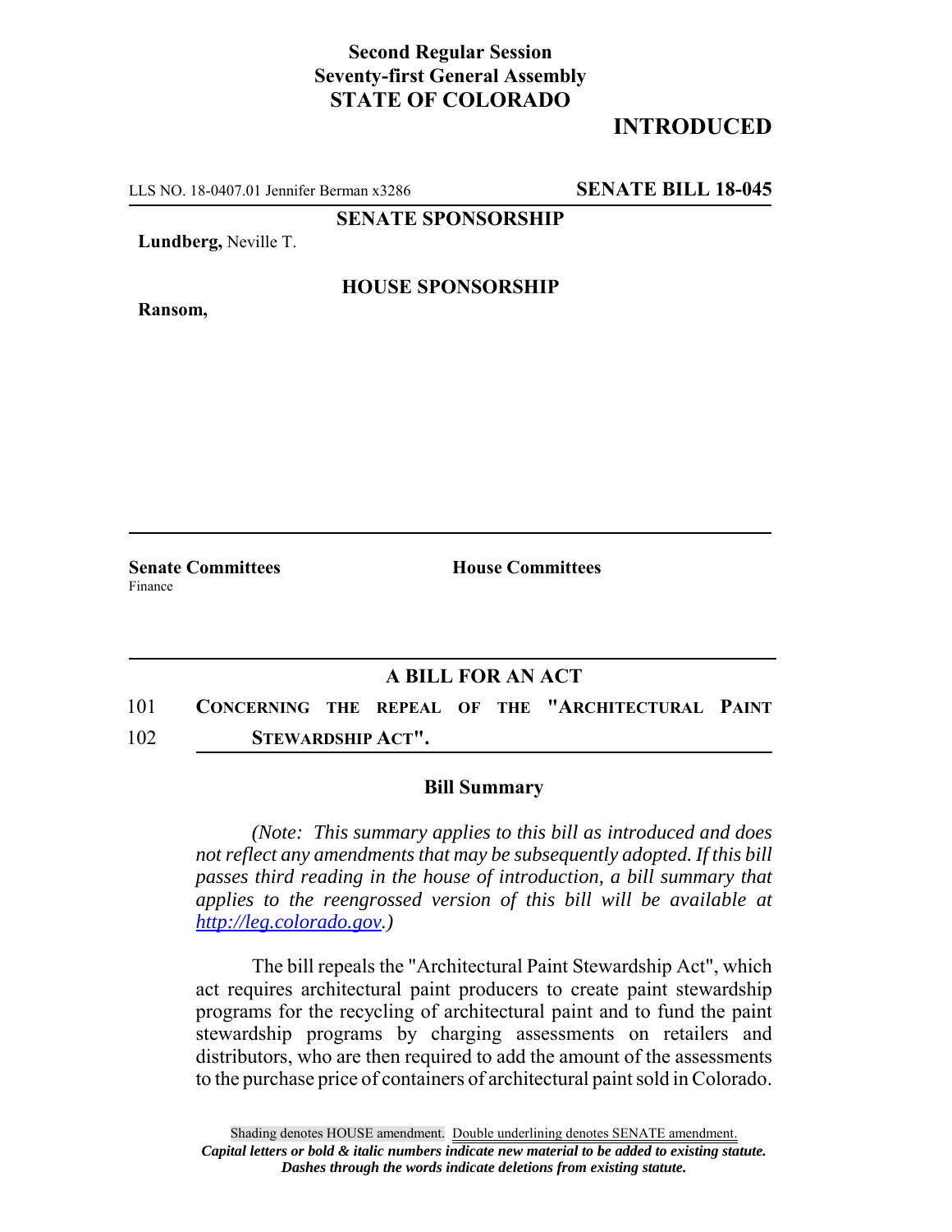**Second Regular Session**
**Seventy-first General Assembly**
**STATE OF COLORADO**

# INTRODUCED

LLS NO. 18-0407.01 Jennifer Berman x3286 **SENATE BILL 18-045**

**SENATE SPONSORSHIP**

**Lundberg,** Neville T.

**HOUSE SPONSORSHIP**

**Ransom,**

**Senate Committees**
Finance

**House Committees**

## A BILL FOR AN ACT

101 **CONCERNING THE REPEAL OF THE "ARCHITECTURAL PAINT**
102 **STEWARDSHIP ACT".**

### Bill Summary

*(Note: This summary applies to this bill as introduced and does not reflect any amendments that may be subsequently adopted. If this bill passes third reading in the house of introduction, a bill summary that applies to the reengrossed version of this bill will be available at http://leg.colorado.gov.)*

The bill repeals the "Architectural Paint Stewardship Act", which act requires architectural paint producers to create paint stewardship programs for the recycling of architectural paint and to fund the paint stewardship programs by charging assessments on retailers and distributors, who are then required to add the amount of the assessments to the purchase price of containers of architectural paint sold in Colorado.

Shading denotes HOUSE amendment. Double underlining denotes SENATE amendment.
***Capital letters or bold & italic numbers indicate new material to be added to existing statute.***
***Dashes through the words indicate deletions from existing statute.***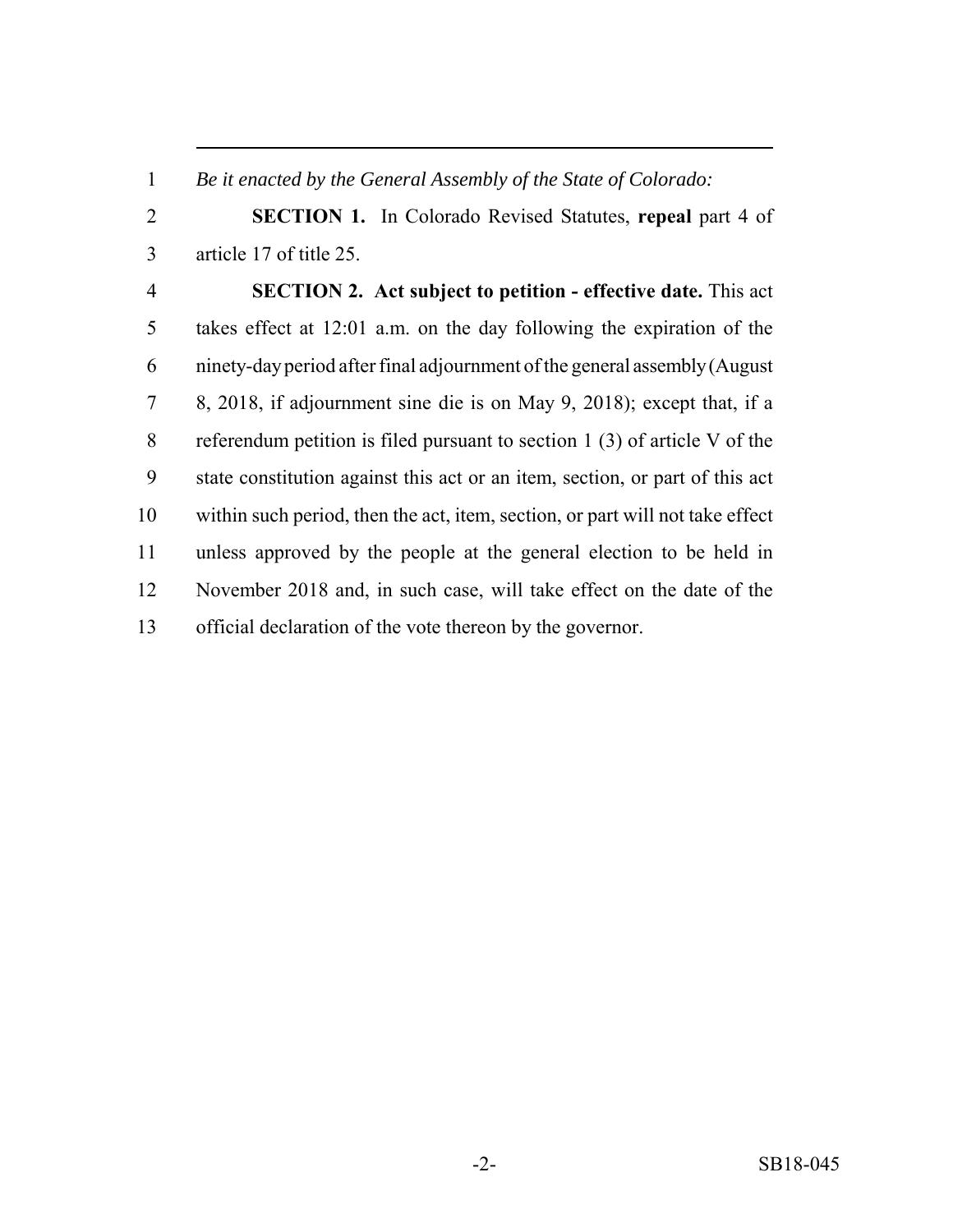*Be it enacted by the General Assembly of the State of Colorado:*

**SECTION 1.** In Colorado Revised Statutes, **repeal** part 4 of article 17 of title 25.

**SECTION 2. Act subject to petition - effective date.** This act takes effect at 12:01 a.m. on the day following the expiration of the ninety-day period after final adjournment of the general assembly (August 8, 2018, if adjournment sine die is on May 9, 2018); except that, if a referendum petition is filed pursuant to section 1 (3) of article V of the state constitution against this act or an item, section, or part of this act within such period, then the act, item, section, or part will not take effect unless approved by the people at the general election to be held in November 2018 and, in such case, will take effect on the date of the official declaration of the vote thereon by the governor.